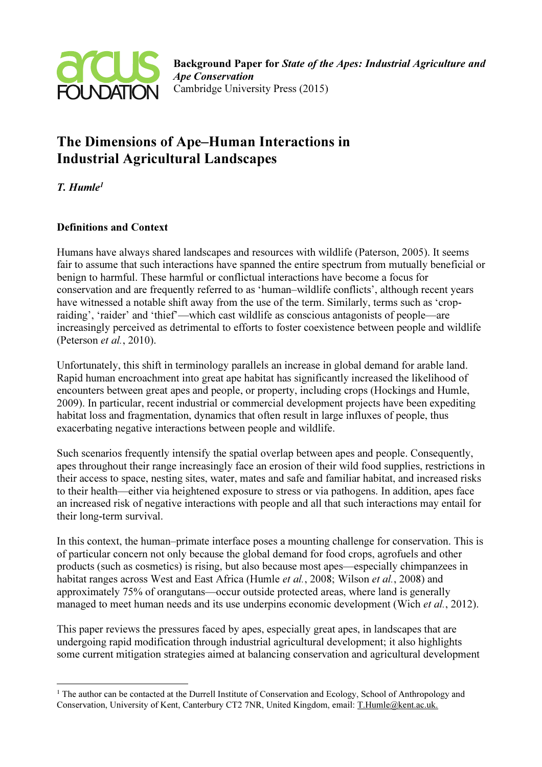**Background Paper for *State of the Apes: Industrial Agriculture and Ape Conservation***
Cambridge University Press (2015)

# The Dimensions of Ape–Human Interactions in Industrial Agricultural Landscapes

***T. Humle*[1]**

## Definitions and Context

Humans have always shared landscapes and resources with wildlife (Paterson, 2005). It seems fair to assume that such interactions have spanned the entire spectrum from mutually beneficial or benign to harmful. These harmful or conflictual interactions have become a focus for conservation and are frequently referred to as 'human–wildlife conflicts', although recent years have witnessed a notable shift away from the use of the term. Similarly, terms such as 'crop-raiding', 'raider' and 'thief'—which cast wildlife as conscious antagonists of people—are increasingly perceived as detrimental to efforts to foster coexistence between people and wildlife (Peterson *et al.*, 2010).

Unfortunately, this shift in terminology parallels an increase in global demand for arable land. Rapid human encroachment into great ape habitat has significantly increased the likelihood of encounters between great apes and people, or property, including crops (Hockings and Humle, 2009). In particular, recent industrial or commercial development projects have been expediting habitat loss and fragmentation, dynamics that often result in large influxes of people, thus exacerbating negative interactions between people and wildlife.

Such scenarios frequently intensify the spatial overlap between apes and people. Consequently, apes throughout their range increasingly face an erosion of their wild food supplies, restrictions in their access to space, nesting sites, water, mates and safe and familiar habitat, and increased risks to their health—either via heightened exposure to stress or via pathogens. In addition, apes face an increased risk of negative interactions with people and all that such interactions may entail for their long-term survival.

In this context, the human–primate interface poses a mounting challenge for conservation. This is of particular concern not only because the global demand for food crops, agrofuels and other products (such as cosmetics) is rising, but also because most apes—especially chimpanzees in habitat ranges across West and East Africa (Humle *et al.*, 2008; Wilson *et al.*, 2008) and approximately 75% of orangutans—occur outside protected areas, where land is generally managed to meet human needs and its use underpins economic development (Wich *et al.*, 2012).

This paper reviews the pressures faced by apes, especially great apes, in landscapes that are undergoing rapid modification through industrial agricultural development; it also highlights some current mitigation strategies aimed at balancing conservation and agricultural development

[1] The author can be contacted at the Durrell Institute of Conservation and Ecology, School of Anthropology and Conservation, University of Kent, Canterbury CT2 7NR, United Kingdom, email: T.Humle@kent.ac.uk.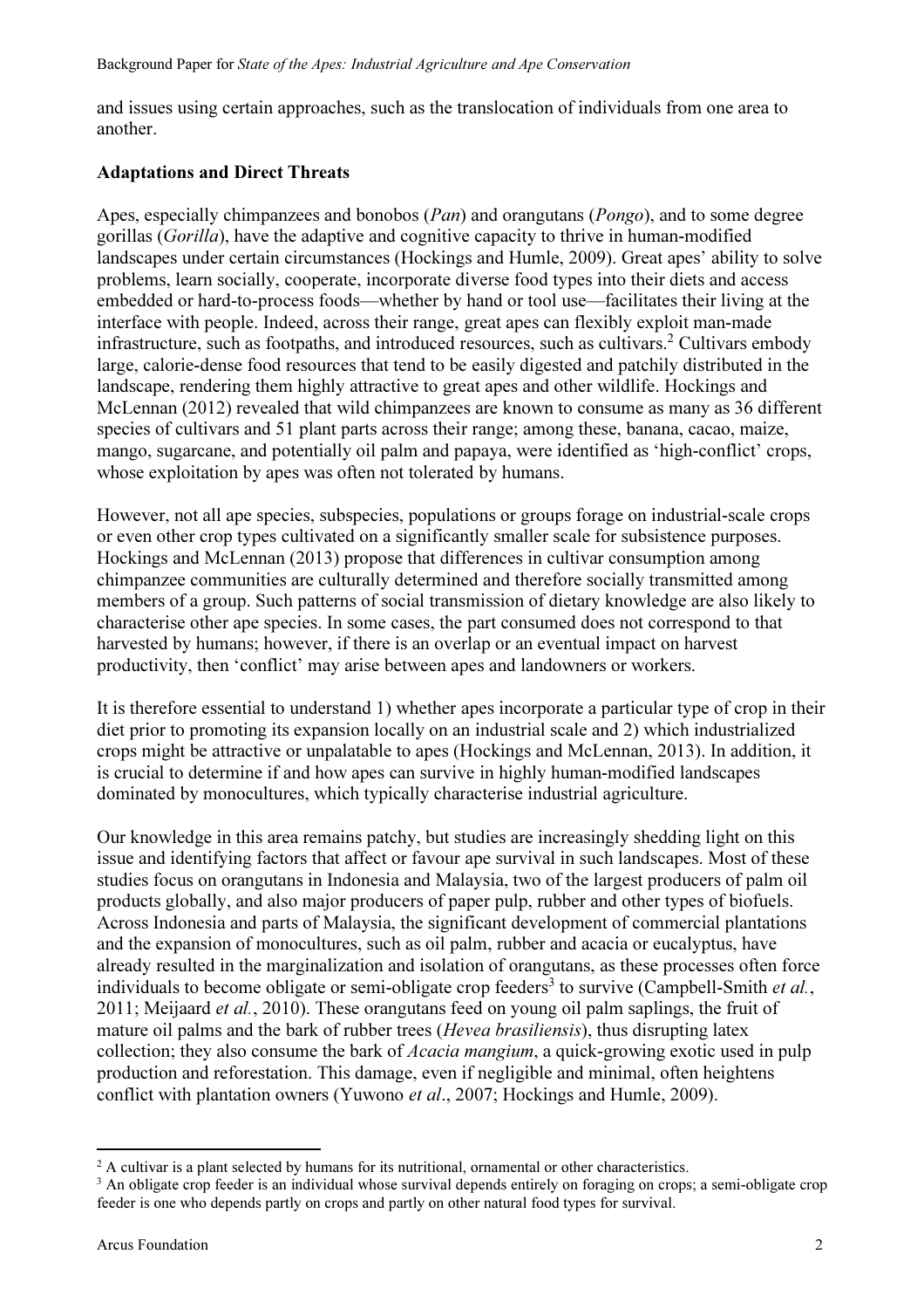and issues using certain approaches, such as the translocation of individuals from one area to another.

## Adaptations and Direct Threats

Apes, especially chimpanzees and bonobos (*Pan*) and orangutans (*Pongo*), and to some degree gorillas (*Gorilla*), have the adaptive and cognitive capacity to thrive in human-modified landscapes under certain circumstances (Hockings and Humle, 2009). Great apes' ability to solve problems, learn socially, cooperate, incorporate diverse food types into their diets and access embedded or hard-to-process foods—whether by hand or tool use—facilitates their living at the interface with people. Indeed, across their range, great apes can flexibly exploit man-made infrastructure, such as footpaths, and introduced resources, such as cultivars.[2] Cultivars embody large, calorie-dense food resources that tend to be easily digested and patchily distributed in the landscape, rendering them highly attractive to great apes and other wildlife. Hockings and McLennan (2012) revealed that wild chimpanzees are known to consume as many as 36 different species of cultivars and 51 plant parts across their range; among these, banana, cacao, maize, mango, sugarcane, and potentially oil palm and papaya, were identified as 'high-conflict' crops, whose exploitation by apes was often not tolerated by humans.

However, not all ape species, subspecies, populations or groups forage on industrial-scale crops or even other crop types cultivated on a significantly smaller scale for subsistence purposes. Hockings and McLennan (2013) propose that differences in cultivar consumption among chimpanzee communities are culturally determined and therefore socially transmitted among members of a group. Such patterns of social transmission of dietary knowledge are also likely to characterise other ape species. In some cases, the part consumed does not correspond to that harvested by humans; however, if there is an overlap or an eventual impact on harvest productivity, then 'conflict' may arise between apes and landowners or workers.

It is therefore essential to understand 1) whether apes incorporate a particular type of crop in their diet prior to promoting its expansion locally on an industrial scale and 2) which industrialized crops might be attractive or unpalatable to apes (Hockings and McLennan, 2013). In addition, it is crucial to determine if and how apes can survive in highly human-modified landscapes dominated by monocultures, which typically characterise industrial agriculture.

Our knowledge in this area remains patchy, but studies are increasingly shedding light on this issue and identifying factors that affect or favour ape survival in such landscapes. Most of these studies focus on orangutans in Indonesia and Malaysia, two of the largest producers of palm oil products globally, and also major producers of paper pulp, rubber and other types of biofuels. Across Indonesia and parts of Malaysia, the significant development of commercial plantations and the expansion of monocultures, such as oil palm, rubber and acacia or eucalyptus, have already resulted in the marginalization and isolation of orangutans, as these processes often force individuals to become obligate or semi-obligate crop feeders[3] to survive (Campbell-Smith *et al.*, 2011; Meijaard *et al.*, 2010). These orangutans feed on young oil palm saplings, the fruit of mature oil palms and the bark of rubber trees (*Hevea brasiliensis*), thus disrupting latex collection; they also consume the bark of *Acacia mangium*, a quick-growing exotic used in pulp production and reforestation. This damage, even if negligible and minimal, often heightens conflict with plantation owners (Yuwono *et al*., 2007; Hockings and Humle, 2009).

---

[2] A cultivar is a plant selected by humans for its nutritional, ornamental or other characteristics.

[3] An obligate crop feeder is an individual whose survival depends entirely on foraging on crops; a semi-obligate crop feeder is one who depends partly on crops and partly on other natural food types for survival.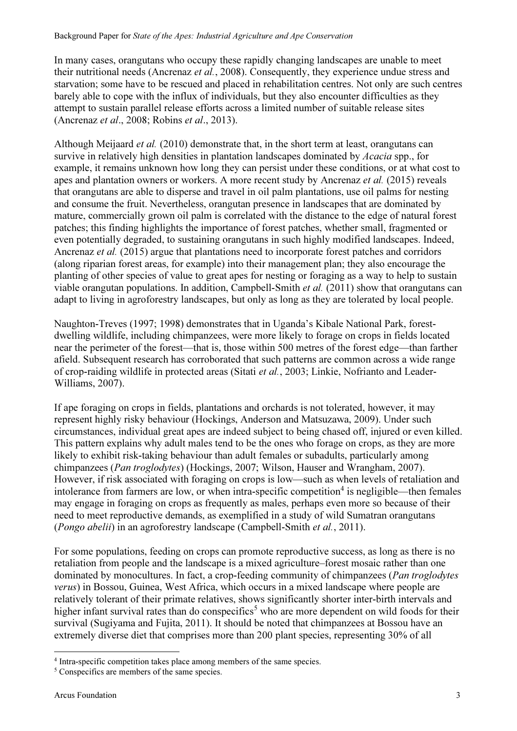In many cases, orangutans who occupy these rapidly changing landscapes are unable to meet their nutritional needs (Ancrenaz *et al.*, 2008). Consequently, they experience undue stress and starvation; some have to be rescued and placed in rehabilitation centres. Not only are such centres barely able to cope with the influx of individuals, but they also encounter difficulties as they attempt to sustain parallel release efforts across a limited number of suitable release sites (Ancrenaz *et al*., 2008; Robins *et al*., 2013).

Although Meijaard *et al.* (2010) demonstrate that, in the short term at least, orangutans can survive in relatively high densities in plantation landscapes dominated by *Acacia* spp., for example, it remains unknown how long they can persist under these conditions, or at what cost to apes and plantation owners or workers. A more recent study by Ancrenaz *et al.* (2015) reveals that orangutans are able to disperse and travel in oil palm plantations, use oil palms for nesting and consume the fruit. Nevertheless, orangutan presence in landscapes that are dominated by mature, commercially grown oil palm is correlated with the distance to the edge of natural forest patches; this finding highlights the importance of forest patches, whether small, fragmented or even potentially degraded, to sustaining orangutans in such highly modified landscapes. Indeed, Ancrenaz *et al.* (2015) argue that plantations need to incorporate forest patches and corridors (along riparian forest areas, for example) into their management plan; they also encourage the planting of other species of value to great apes for nesting or foraging as a way to help to sustain viable orangutan populations. In addition, Campbell-Smith *et al.* (2011) show that orangutans can adapt to living in agroforestry landscapes, but only as long as they are tolerated by local people.

Naughton-Treves (1997; 1998) demonstrates that in Uganda's Kibale National Park, forest-dwelling wildlife, including chimpanzees, were more likely to forage on crops in fields located near the perimeter of the forest—that is, those within 500 metres of the forest edge—than farther afield. Subsequent research has corroborated that such patterns are common across a wide range of crop-raiding wildlife in protected areas (Sitati *et al.*, 2003; Linkie, Nofrianto and Leader-Williams, 2007).

If ape foraging on crops in fields, plantations and orchards is not tolerated, however, it may represent highly risky behaviour (Hockings, Anderson and Matsuzawa, 2009). Under such circumstances, individual great apes are indeed subject to being chased off, injured or even killed. This pattern explains why adult males tend to be the ones who forage on crops, as they are more likely to exhibit risk-taking behaviour than adult females or subadults, particularly among chimpanzees (*Pan troglodytes*) (Hockings, 2007; Wilson, Hauser and Wrangham, 2007). However, if risk associated with foraging on crops is low—such as when levels of retaliation and intolerance from farmers are low, or when intra-specific competition[4] is negligible—then females may engage in foraging on crops as frequently as males, perhaps even more so because of their need to meet reproductive demands, as exemplified in a study of wild Sumatran orangutans (*Pongo abelii*) in an agroforestry landscape (Campbell-Smith *et al.*, 2011).

For some populations, feeding on crops can promote reproductive success, as long as there is no retaliation from people and the landscape is a mixed agriculture–forest mosaic rather than one dominated by monocultures. In fact, a crop-feeding community of chimpanzees (*Pan troglodytes verus*) in Bossou, Guinea, West Africa, which occurs in a mixed landscape where people are relatively tolerant of their primate relatives, shows significantly shorter inter-birth intervals and higher infant survival rates than do conspecifics[5] who are more dependent on wild foods for their survival (Sugiyama and Fujita, 2011). It should be noted that chimpanzees at Bossou have an extremely diverse diet that comprises more than 200 plant species, representing 30% of all

---

[4] Intra-specific competition takes place among members of the same species.

[5] Conspecifics are members of the same species.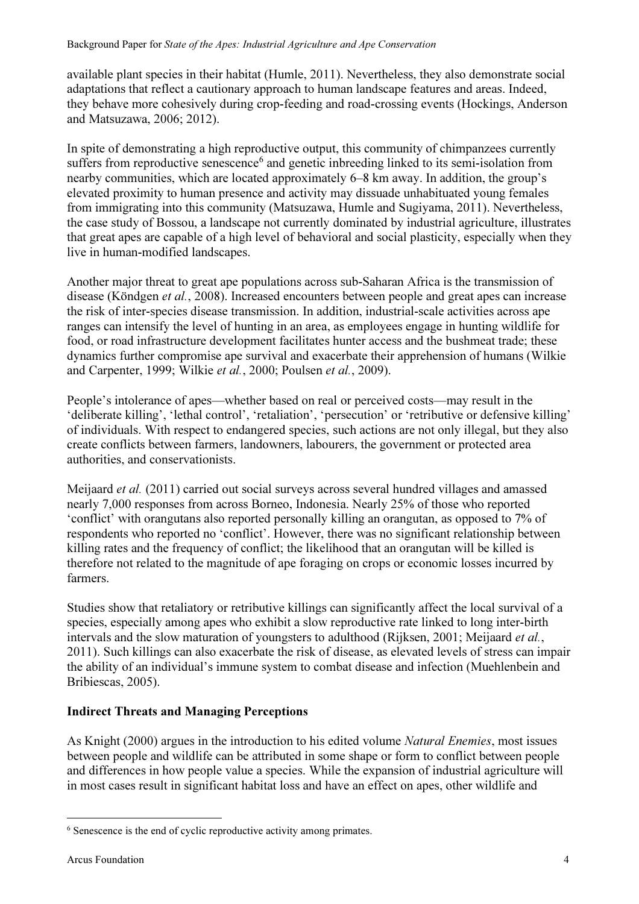available plant species in their habitat (Humle, 2011). Nevertheless, they also demonstrate social adaptations that reflect a cautionary approach to human landscape features and areas. Indeed, they behave more cohesively during crop-feeding and road-crossing events (Hockings, Anderson and Matsuzawa, 2006; 2012).

In spite of demonstrating a high reproductive output, this community of chimpanzees currently suffers from reproductive senescence[6] and genetic inbreeding linked to its semi-isolation from nearby communities, which are located approximately 6–8 km away. In addition, the group's elevated proximity to human presence and activity may dissuade unhabituated young females from immigrating into this community (Matsuzawa, Humle and Sugiyama, 2011). Nevertheless, the case study of Bossou, a landscape not currently dominated by industrial agriculture, illustrates that great apes are capable of a high level of behavioral and social plasticity, especially when they live in human-modified landscapes.

Another major threat to great ape populations across sub-Saharan Africa is the transmission of disease (Köndgen *et al.*, 2008). Increased encounters between people and great apes can increase the risk of inter-species disease transmission. In addition, industrial-scale activities across ape ranges can intensify the level of hunting in an area, as employees engage in hunting wildlife for food, or road infrastructure development facilitates hunter access and the bushmeat trade; these dynamics further compromise ape survival and exacerbate their apprehension of humans (Wilkie and Carpenter, 1999; Wilkie *et al.*, 2000; Poulsen *et al.*, 2009).

People's intolerance of apes—whether based on real or perceived costs—may result in the 'deliberate killing', 'lethal control', 'retaliation', 'persecution' or 'retributive or defensive killing' of individuals. With respect to endangered species, such actions are not only illegal, but they also create conflicts between farmers, landowners, labourers, the government or protected area authorities, and conservationists.

Meijaard *et al.* (2011) carried out social surveys across several hundred villages and amassed nearly 7,000 responses from across Borneo, Indonesia. Nearly 25% of those who reported 'conflict' with orangutans also reported personally killing an orangutan, as opposed to 7% of respondents who reported no 'conflict'. However, there was no significant relationship between killing rates and the frequency of conflict; the likelihood that an orangutan will be killed is therefore not related to the magnitude of ape foraging on crops or economic losses incurred by farmers.

Studies show that retaliatory or retributive killings can significantly affect the local survival of a species, especially among apes who exhibit a slow reproductive rate linked to long inter-birth intervals and the slow maturation of youngsters to adulthood (Rijksen, 2001; Meijaard *et al.*, 2011). Such killings can also exacerbate the risk of disease, as elevated levels of stress can impair the ability of an individual's immune system to combat disease and infection (Muehlenbein and Bribiescas, 2005).

## Indirect Threats and Managing Perceptions

As Knight (2000) argues in the introduction to his edited volume *Natural Enemies*, most issues between people and wildlife can be attributed in some shape or form to conflict between people and differences in how people value a species. While the expansion of industrial agriculture will in most cases result in significant habitat loss and have an effect on apes, other wildlife and

[6] Senescence is the end of cyclic reproductive activity among primates.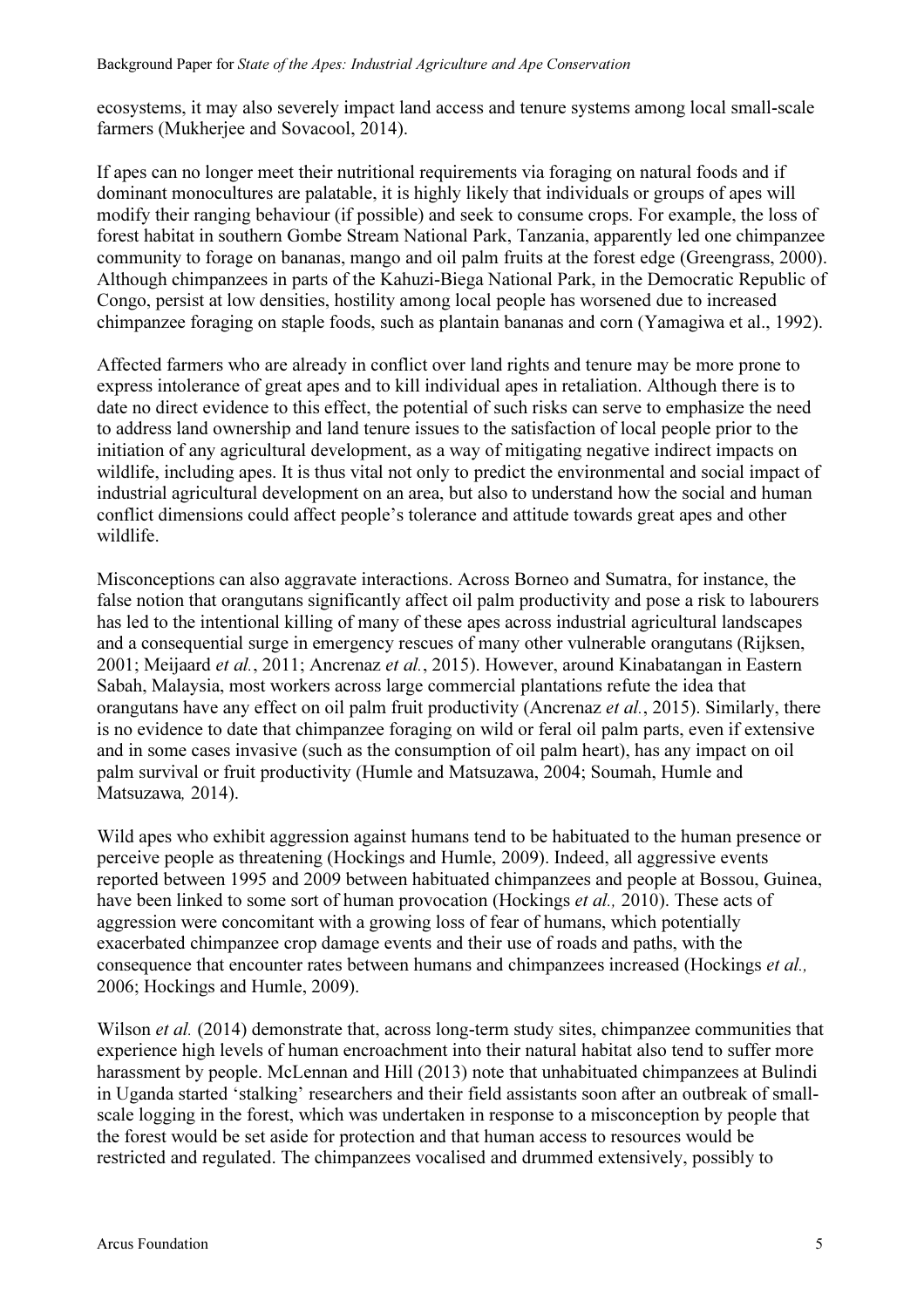ecosystems, it may also severely impact land access and tenure systems among local small-scale farmers (Mukherjee and Sovacool, 2014).

If apes can no longer meet their nutritional requirements via foraging on natural foods and if dominant monocultures are palatable, it is highly likely that individuals or groups of apes will modify their ranging behaviour (if possible) and seek to consume crops. For example, the loss of forest habitat in southern Gombe Stream National Park, Tanzania, apparently led one chimpanzee community to forage on bananas, mango and oil palm fruits at the forest edge (Greengrass, 2000). Although chimpanzees in parts of the Kahuzi-Biega National Park, in the Democratic Republic of Congo, persist at low densities, hostility among local people has worsened due to increased chimpanzee foraging on staple foods, such as plantain bananas and corn (Yamagiwa et al., 1992).

Affected farmers who are already in conflict over land rights and tenure may be more prone to express intolerance of great apes and to kill individual apes in retaliation. Although there is to date no direct evidence to this effect, the potential of such risks can serve to emphasize the need to address land ownership and land tenure issues to the satisfaction of local people prior to the initiation of any agricultural development, as a way of mitigating negative indirect impacts on wildlife, including apes. It is thus vital not only to predict the environmental and social impact of industrial agricultural development on an area, but also to understand how the social and human conflict dimensions could affect people's tolerance and attitude towards great apes and other wildlife.

Misconceptions can also aggravate interactions. Across Borneo and Sumatra, for instance, the false notion that orangutans significantly affect oil palm productivity and pose a risk to labourers has led to the intentional killing of many of these apes across industrial agricultural landscapes and a consequential surge in emergency rescues of many other vulnerable orangutans (Rijksen, 2001; Meijaard *et al.*, 2011; Ancrenaz *et al.*, 2015). However, around Kinabatangan in Eastern Sabah, Malaysia, most workers across large commercial plantations refute the idea that orangutans have any effect on oil palm fruit productivity (Ancrenaz *et al.*, 2015). Similarly, there is no evidence to date that chimpanzee foraging on wild or feral oil palm parts, even if extensive and in some cases invasive (such as the consumption of oil palm heart), has any impact on oil palm survival or fruit productivity (Humle and Matsuzawa, 2004; Soumah, Humle and Matsuzawa*,* 2014).

Wild apes who exhibit aggression against humans tend to be habituated to the human presence or perceive people as threatening (Hockings and Humle, 2009). Indeed, all aggressive events reported between 1995 and 2009 between habituated chimpanzees and people at Bossou, Guinea, have been linked to some sort of human provocation (Hockings *et al.,* 2010). These acts of aggression were concomitant with a growing loss of fear of humans, which potentially exacerbated chimpanzee crop damage events and their use of roads and paths, with the consequence that encounter rates between humans and chimpanzees increased (Hockings *et al.,* 2006; Hockings and Humle, 2009).

Wilson *et al.* (2014) demonstrate that, across long-term study sites, chimpanzee communities that experience high levels of human encroachment into their natural habitat also tend to suffer more harassment by people. McLennan and Hill (2013) note that unhabituated chimpanzees at Bulindi in Uganda started 'stalking' researchers and their field assistants soon after an outbreak of small-scale logging in the forest, which was undertaken in response to a misconception by people that the forest would be set aside for protection and that human access to resources would be restricted and regulated. The chimpanzees vocalised and drummed extensively, possibly to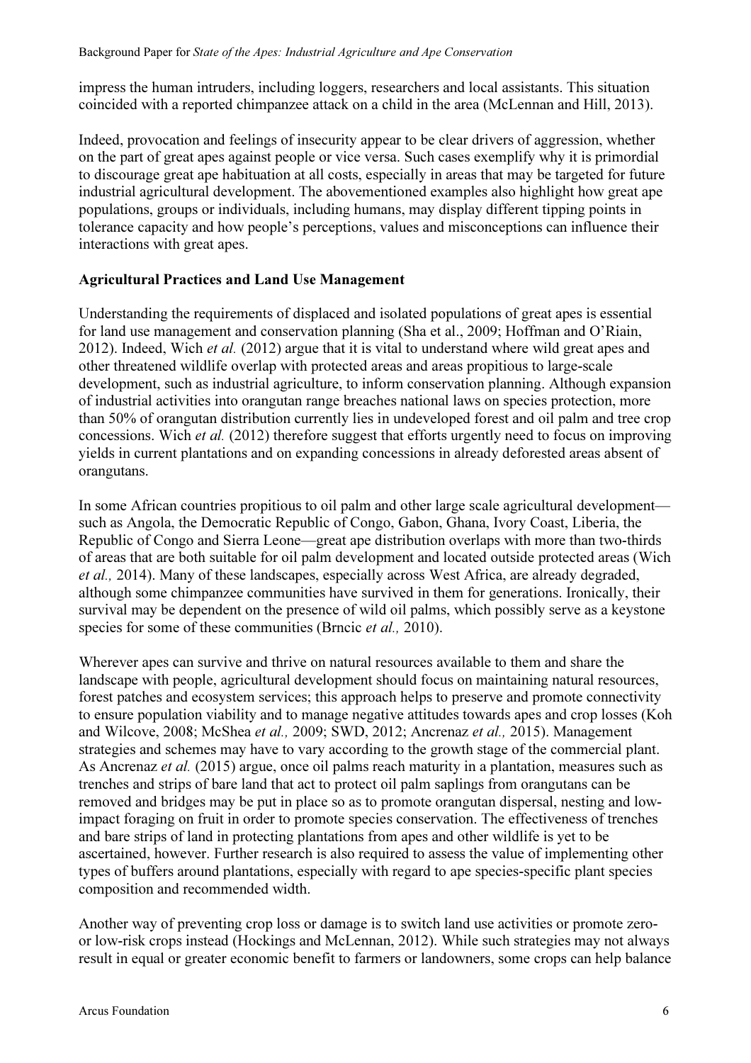impress the human intruders, including loggers, researchers and local assistants. This situation coincided with a reported chimpanzee attack on a child in the area (McLennan and Hill, 2013).

Indeed, provocation and feelings of insecurity appear to be clear drivers of aggression, whether on the part of great apes against people or vice versa. Such cases exemplify why it is primordial to discourage great ape habituation at all costs, especially in areas that may be targeted for future industrial agricultural development. The abovementioned examples also highlight how great ape populations, groups or individuals, including humans, may display different tipping points in tolerance capacity and how people's perceptions, values and misconceptions can influence their interactions with great apes.

## Agricultural Practices and Land Use Management

Understanding the requirements of displaced and isolated populations of great apes is essential for land use management and conservation planning (Sha et al., 2009; Hoffman and O'Riain, 2012). Indeed, Wich *et al.* (2012) argue that it is vital to understand where wild great apes and other threatened wildlife overlap with protected areas and areas propitious to large-scale development, such as industrial agriculture, to inform conservation planning. Although expansion of industrial activities into orangutan range breaches national laws on species protection, more than 50% of orangutan distribution currently lies in undeveloped forest and oil palm and tree crop concessions. Wich *et al.* (2012) therefore suggest that efforts urgently need to focus on improving yields in current plantations and on expanding concessions in already deforested areas absent of orangutans.

In some African countries propitious to oil palm and other large scale agricultural development—such as Angola, the Democratic Republic of Congo, Gabon, Ghana, Ivory Coast, Liberia, the Republic of Congo and Sierra Leone—great ape distribution overlaps with more than two-thirds of areas that are both suitable for oil palm development and located outside protected areas (Wich *et al.,* 2014). Many of these landscapes, especially across West Africa, are already degraded, although some chimpanzee communities have survived in them for generations. Ironically, their survival may be dependent on the presence of wild oil palms, which possibly serve as a keystone species for some of these communities (Brncic *et al.,* 2010).

Wherever apes can survive and thrive on natural resources available to them and share the landscape with people, agricultural development should focus on maintaining natural resources, forest patches and ecosystem services; this approach helps to preserve and promote connectivity to ensure population viability and to manage negative attitudes towards apes and crop losses (Koh and Wilcove, 2008; McShea *et al.,* 2009; SWD, 2012; Ancrenaz *et al.,* 2015). Management strategies and schemes may have to vary according to the growth stage of the commercial plant. As Ancrenaz *et al.* (2015) argue, once oil palms reach maturity in a plantation, measures such as trenches and strips of bare land that act to protect oil palm saplings from orangutans can be removed and bridges may be put in place so as to promote orangutan dispersal, nesting and low-impact foraging on fruit in order to promote species conservation. The effectiveness of trenches and bare strips of land in protecting plantations from apes and other wildlife is yet to be ascertained, however. Further research is also required to assess the value of implementing other types of buffers around plantations, especially with regard to ape species-specific plant species composition and recommended width.

Another way of preventing crop loss or damage is to switch land use activities or promote zero- or low-risk crops instead (Hockings and McLennan, 2012). While such strategies may not always result in equal or greater economic benefit to farmers or landowners, some crops can help balance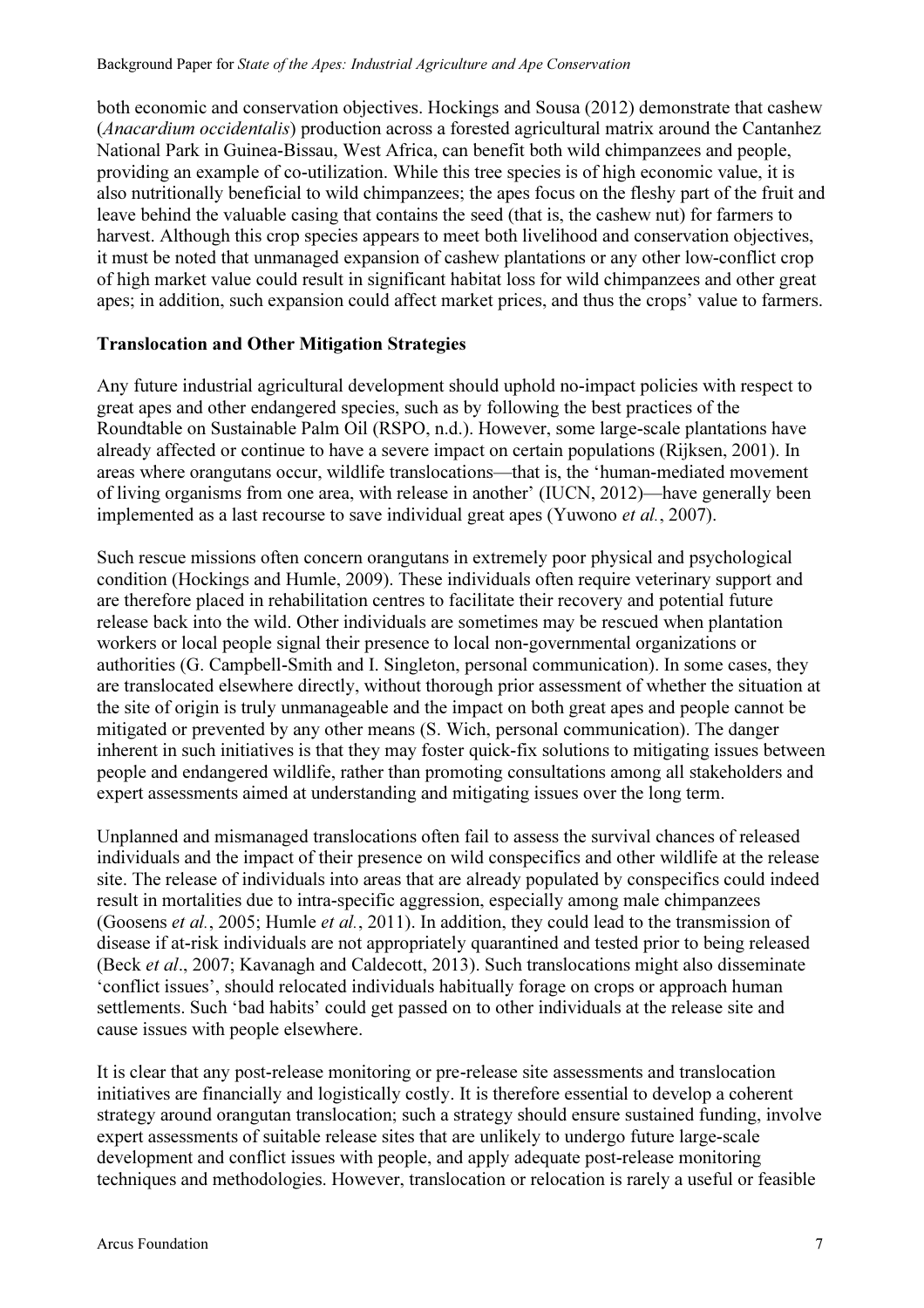both economic and conservation objectives. Hockings and Sousa (2012) demonstrate that cashew (*Anacardium occidentalis*) production across a forested agricultural matrix around the Cantanhez National Park in Guinea-Bissau, West Africa, can benefit both wild chimpanzees and people, providing an example of co-utilization. While this tree species is of high economic value, it is also nutritionally beneficial to wild chimpanzees; the apes focus on the fleshy part of the fruit and leave behind the valuable casing that contains the seed (that is, the cashew nut) for farmers to harvest. Although this crop species appears to meet both livelihood and conservation objectives, it must be noted that unmanaged expansion of cashew plantations or any other low-conflict crop of high market value could result in significant habitat loss for wild chimpanzees and other great apes; in addition, such expansion could affect market prices, and thus the crops' value to farmers.

## Translocation and Other Mitigation Strategies

Any future industrial agricultural development should uphold no-impact policies with respect to great apes and other endangered species, such as by following the best practices of the Roundtable on Sustainable Palm Oil (RSPO, n.d.). However, some large-scale plantations have already affected or continue to have a severe impact on certain populations (Rijksen, 2001). In areas where orangutans occur, wildlife translocations—that is, the 'human-mediated movement of living organisms from one area, with release in another' (IUCN, 2012)—have generally been implemented as a last recourse to save individual great apes (Yuwono *et al.*, 2007).

Such rescue missions often concern orangutans in extremely poor physical and psychological condition (Hockings and Humle, 2009). These individuals often require veterinary support and are therefore placed in rehabilitation centres to facilitate their recovery and potential future release back into the wild. Other individuals are sometimes may be rescued when plantation workers or local people signal their presence to local non-governmental organizations or authorities (G. Campbell-Smith and I. Singleton, personal communication). In some cases, they are translocated elsewhere directly, without thorough prior assessment of whether the situation at the site of origin is truly unmanageable and the impact on both great apes and people cannot be mitigated or prevented by any other means (S. Wich, personal communication). The danger inherent in such initiatives is that they may foster quick-fix solutions to mitigating issues between people and endangered wildlife, rather than promoting consultations among all stakeholders and expert assessments aimed at understanding and mitigating issues over the long term.

Unplanned and mismanaged translocations often fail to assess the survival chances of released individuals and the impact of their presence on wild conspecifics and other wildlife at the release site. The release of individuals into areas that are already populated by conspecifics could indeed result in mortalities due to intra-specific aggression, especially among male chimpanzees (Goosens *et al.*, 2005; Humle *et al.*, 2011). In addition, they could lead to the transmission of disease if at-risk individuals are not appropriately quarantined and tested prior to being released (Beck *et al*., 2007; Kavanagh and Caldecott, 2013). Such translocations might also disseminate 'conflict issues', should relocated individuals habitually forage on crops or approach human settlements. Such 'bad habits' could get passed on to other individuals at the release site and cause issues with people elsewhere.

It is clear that any post-release monitoring or pre-release site assessments and translocation initiatives are financially and logistically costly. It is therefore essential to develop a coherent strategy around orangutan translocation; such a strategy should ensure sustained funding, involve expert assessments of suitable release sites that are unlikely to undergo future large-scale development and conflict issues with people, and apply adequate post-release monitoring techniques and methodologies. However, translocation or relocation is rarely a useful or feasible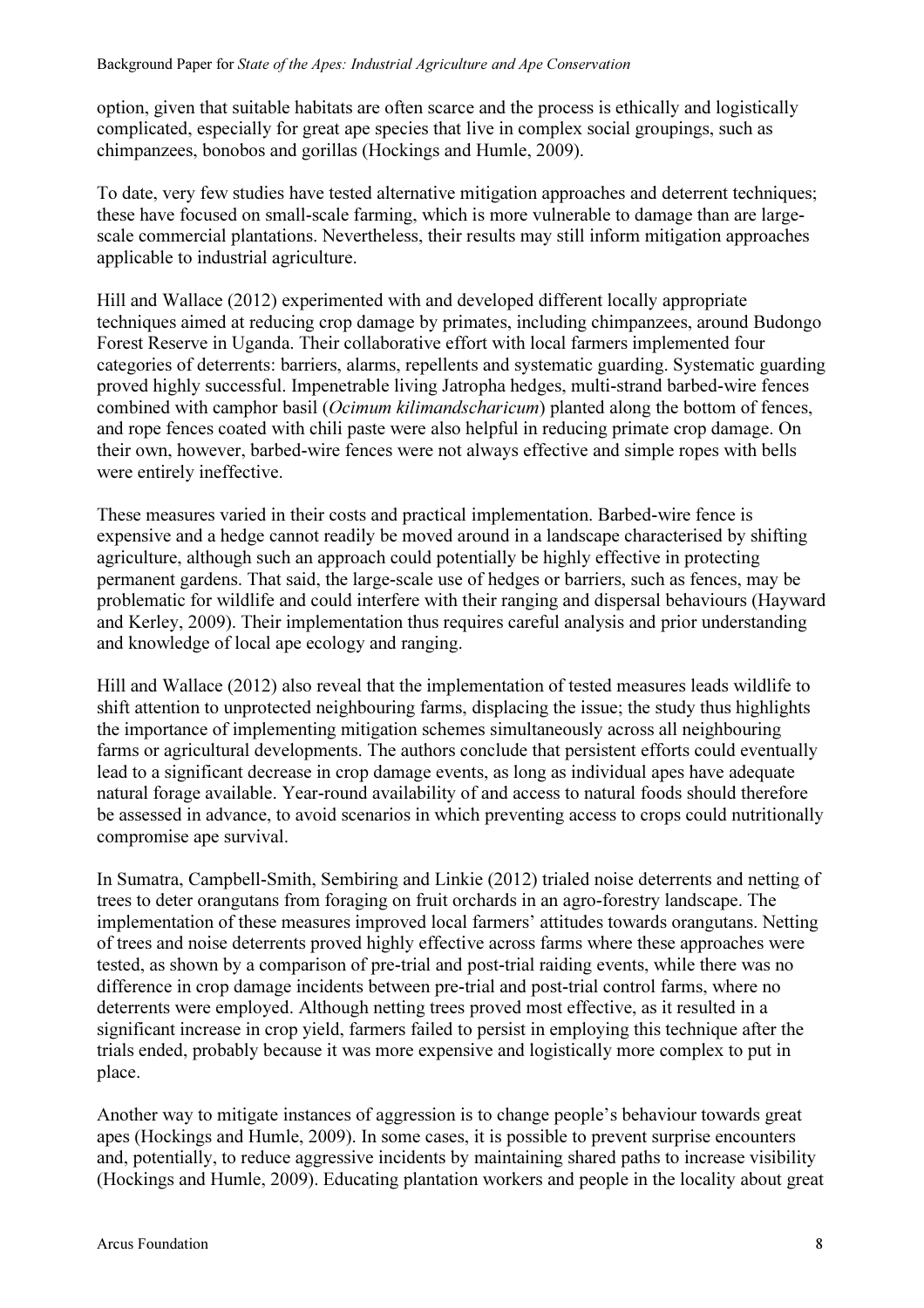option, given that suitable habitats are often scarce and the process is ethically and logistically complicated, especially for great ape species that live in complex social groupings, such as chimpanzees, bonobos and gorillas (Hockings and Humle, 2009).

To date, very few studies have tested alternative mitigation approaches and deterrent techniques; these have focused on small-scale farming, which is more vulnerable to damage than are large-scale commercial plantations. Nevertheless, their results may still inform mitigation approaches applicable to industrial agriculture.

Hill and Wallace (2012) experimented with and developed different locally appropriate techniques aimed at reducing crop damage by primates, including chimpanzees, around Budongo Forest Reserve in Uganda. Their collaborative effort with local farmers implemented four categories of deterrents: barriers, alarms, repellents and systematic guarding. Systematic guarding proved highly successful. Impenetrable living Jatropha hedges, multi-strand barbed-wire fences combined with camphor basil (*Ocimum kilimandscharicum*) planted along the bottom of fences, and rope fences coated with chili paste were also helpful in reducing primate crop damage. On their own, however, barbed-wire fences were not always effective and simple ropes with bells were entirely ineffective.

These measures varied in their costs and practical implementation. Barbed-wire fence is expensive and a hedge cannot readily be moved around in a landscape characterised by shifting agriculture, although such an approach could potentially be highly effective in protecting permanent gardens. That said, the large-scale use of hedges or barriers, such as fences, may be problematic for wildlife and could interfere with their ranging and dispersal behaviours (Hayward and Kerley, 2009). Their implementation thus requires careful analysis and prior understanding and knowledge of local ape ecology and ranging.

Hill and Wallace (2012) also reveal that the implementation of tested measures leads wildlife to shift attention to unprotected neighbouring farms, displacing the issue; the study thus highlights the importance of implementing mitigation schemes simultaneously across all neighbouring farms or agricultural developments. The authors conclude that persistent efforts could eventually lead to a significant decrease in crop damage events, as long as individual apes have adequate natural forage available. Year-round availability of and access to natural foods should therefore be assessed in advance, to avoid scenarios in which preventing access to crops could nutritionally compromise ape survival.

In Sumatra, Campbell-Smith, Sembiring and Linkie (2012) trialed noise deterrents and netting of trees to deter orangutans from foraging on fruit orchards in an agro-forestry landscape. The implementation of these measures improved local farmers' attitudes towards orangutans. Netting of trees and noise deterrents proved highly effective across farms where these approaches were tested, as shown by a comparison of pre-trial and post-trial raiding events, while there was no difference in crop damage incidents between pre-trial and post-trial control farms, where no deterrents were employed. Although netting trees proved most effective, as it resulted in a significant increase in crop yield, farmers failed to persist in employing this technique after the trials ended, probably because it was more expensive and logistically more complex to put in place.

Another way to mitigate instances of aggression is to change people's behaviour towards great apes (Hockings and Humle, 2009). In some cases, it is possible to prevent surprise encounters and, potentially, to reduce aggressive incidents by maintaining shared paths to increase visibility (Hockings and Humle, 2009). Educating plantation workers and people in the locality about great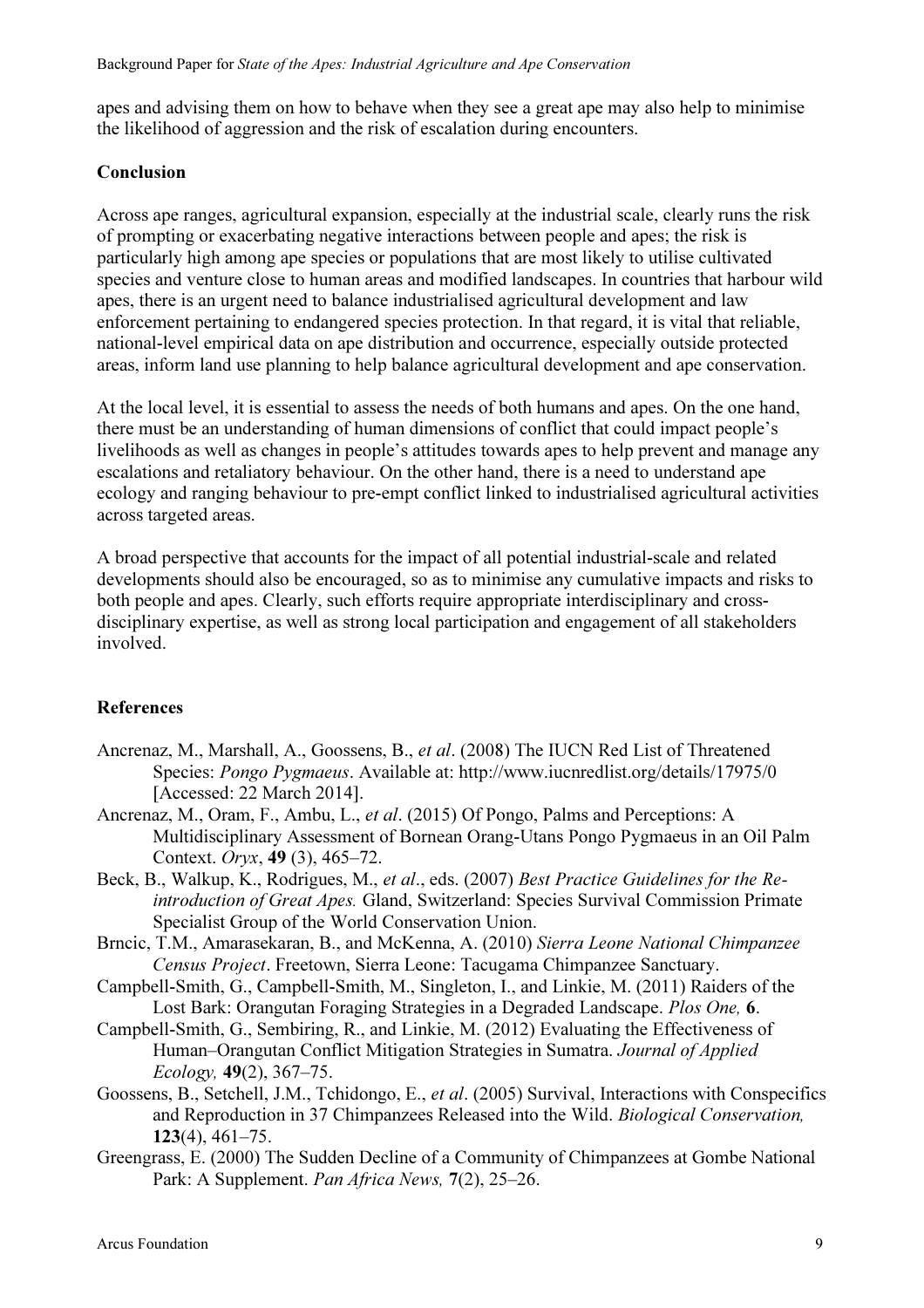apes and advising them on how to behave when they see a great ape may also help to minimise the likelihood of aggression and the risk of escalation during encounters.

## Conclusion

Across ape ranges, agricultural expansion, especially at the industrial scale, clearly runs the risk of prompting or exacerbating negative interactions between people and apes; the risk is particularly high among ape species or populations that are most likely to utilise cultivated species and venture close to human areas and modified landscapes. In countries that harbour wild apes, there is an urgent need to balance industrialised agricultural development and law enforcement pertaining to endangered species protection. In that regard, it is vital that reliable, national-level empirical data on ape distribution and occurrence, especially outside protected areas, inform land use planning to help balance agricultural development and ape conservation.

At the local level, it is essential to assess the needs of both humans and apes. On the one hand, there must be an understanding of human dimensions of conflict that could impact people's livelihoods as well as changes in people's attitudes towards apes to help prevent and manage any escalations and retaliatory behaviour. On the other hand, there is a need to understand ape ecology and ranging behaviour to pre-empt conflict linked to industrialised agricultural activities across targeted areas.

A broad perspective that accounts for the impact of all potential industrial-scale and related developments should also be encouraged, so as to minimise any cumulative impacts and risks to both people and apes. Clearly, such efforts require appropriate interdisciplinary and cross-disciplinary expertise, as well as strong local participation and engagement of all stakeholders involved.

## References

Ancrenaz, M., Marshall, A., Goossens, B., *et al*. (2008) The IUCN Red List of Threatened Species: *Pongo Pygmaeus*. Available at: http://www.iucnredlist.org/details/17975/0 [Accessed: 22 March 2014].

Ancrenaz, M., Oram, F., Ambu, L., *et al*. (2015) Of Pongo, Palms and Perceptions: A Multidisciplinary Assessment of Bornean Orang-Utans Pongo Pygmaeus in an Oil Palm Context. *Oryx*, **49** (3), 465–72.

Beck, B., Walkup, K., Rodrigues, M., *et al*., eds. (2007) *Best Practice Guidelines for the Re-introduction of Great Apes.* Gland, Switzerland: Species Survival Commission Primate Specialist Group of the World Conservation Union.

Brncic, T.M., Amarasekaran, B., and McKenna, A. (2010) *Sierra Leone National Chimpanzee Census Project*. Freetown, Sierra Leone: Tacugama Chimpanzee Sanctuary.

Campbell-Smith, G., Campbell-Smith, M., Singleton, I., and Linkie, M. (2011) Raiders of the Lost Bark: Orangutan Foraging Strategies in a Degraded Landscape. *Plos One,* **6**.

Campbell-Smith, G., Sembiring, R., and Linkie, M. (2012) Evaluating the Effectiveness of Human–Orangutan Conflict Mitigation Strategies in Sumatra. *Journal of Applied Ecology,* **49**(2), 367–75.

Goossens, B., Setchell, J.M., Tchidongo, E., *et al*. (2005) Survival, Interactions with Conspecifics and Reproduction in 37 Chimpanzees Released into the Wild. *Biological Conservation,* **123**(4), 461–75.

Greengrass, E. (2000) The Sudden Decline of a Community of Chimpanzees at Gombe National Park: A Supplement. *Pan Africa News,* **7**(2), 25–26.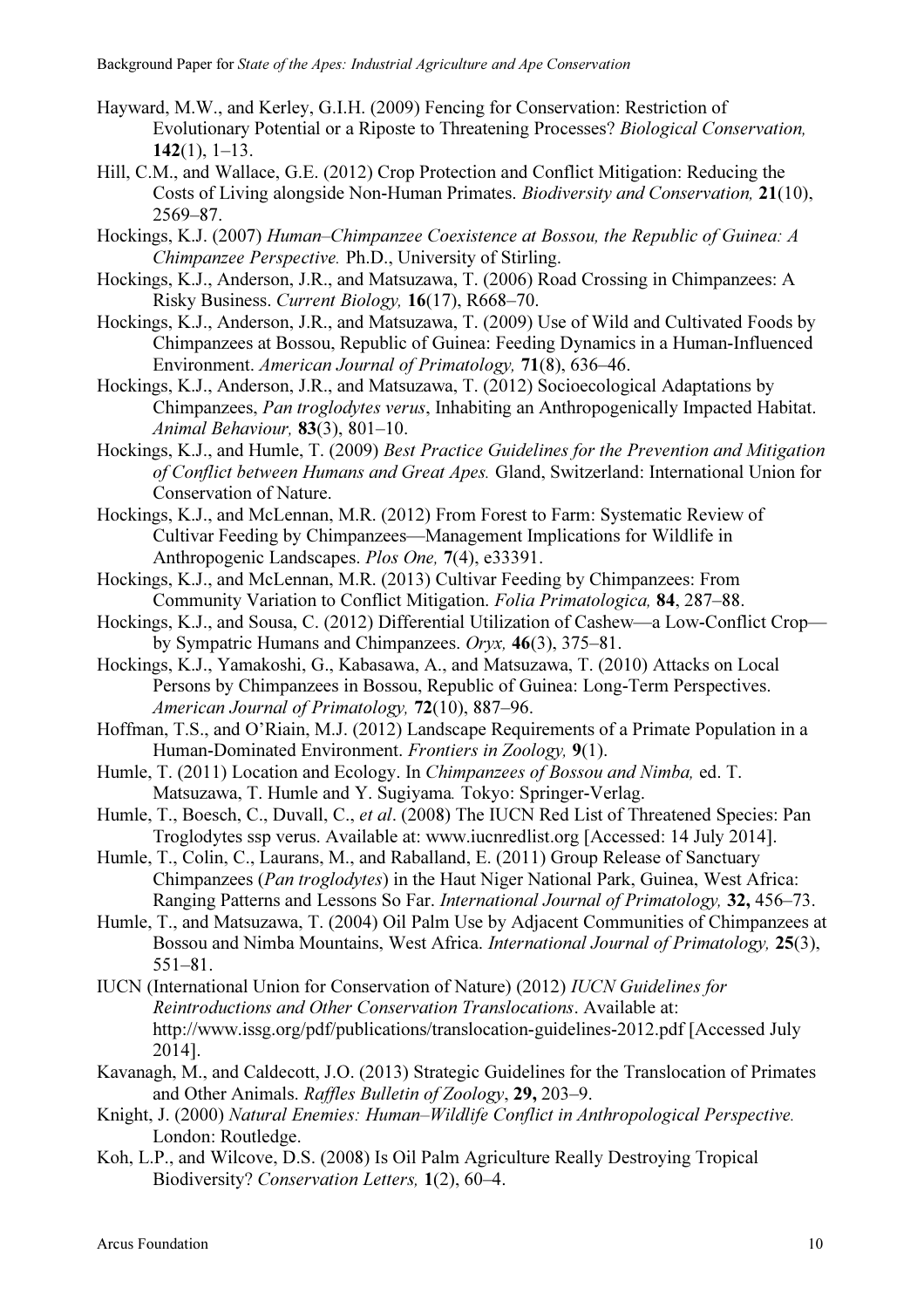Hayward, M.W., and Kerley, G.I.H. (2009) Fencing for Conservation: Restriction of Evolutionary Potential or a Riposte to Threatening Processes? *Biological Conservation,* **142**(1), 1–13.

Hill, C.M., and Wallace, G.E. (2012) Crop Protection and Conflict Mitigation: Reducing the Costs of Living alongside Non-Human Primates. *Biodiversity and Conservation,* **21**(10), 2569–87.

Hockings, K.J. (2007) *Human–Chimpanzee Coexistence at Bossou, the Republic of Guinea: A Chimpanzee Perspective.* Ph.D., University of Stirling.

Hockings, K.J., Anderson, J.R., and Matsuzawa, T. (2006) Road Crossing in Chimpanzees: A Risky Business. *Current Biology,* **16**(17), R668–70.

Hockings, K.J., Anderson, J.R., and Matsuzawa, T. (2009) Use of Wild and Cultivated Foods by Chimpanzees at Bossou, Republic of Guinea: Feeding Dynamics in a Human-Influenced Environment. *American Journal of Primatology,* **71**(8), 636–46.

Hockings, K.J., Anderson, J.R., and Matsuzawa, T. (2012) Socioecological Adaptations by Chimpanzees, *Pan troglodytes verus*, Inhabiting an Anthropogenically Impacted Habitat. *Animal Behaviour,* **83**(3), 801–10.

Hockings, K.J., and Humle, T. (2009) *Best Practice Guidelines for the Prevention and Mitigation of Conflict between Humans and Great Apes.* Gland, Switzerland: International Union for Conservation of Nature.

Hockings, K.J., and McLennan, M.R. (2012) From Forest to Farm: Systematic Review of Cultivar Feeding by Chimpanzees—Management Implications for Wildlife in Anthropogenic Landscapes. *Plos One,* **7**(4), e33391.

Hockings, K.J., and McLennan, M.R. (2013) Cultivar Feeding by Chimpanzees: From Community Variation to Conflict Mitigation. *Folia Primatologica,* **84**, 287–88.

Hockings, K.J., and Sousa, C. (2012) Differential Utilization of Cashew—a Low-Conflict Crop—by Sympatric Humans and Chimpanzees. *Oryx,* **46**(3), 375–81.

Hockings, K.J., Yamakoshi, G., Kabasawa, A., and Matsuzawa, T. (2010) Attacks on Local Persons by Chimpanzees in Bossou, Republic of Guinea: Long-Term Perspectives. *American Journal of Primatology,* **72**(10), 887–96.

Hoffman, T.S., and O'Riain, M.J. (2012) Landscape Requirements of a Primate Population in a Human-Dominated Environment. *Frontiers in Zoology,* **9**(1).

Humle, T. (2011) Location and Ecology. In *Chimpanzees of Bossou and Nimba,* ed. T. Matsuzawa, T. Humle and Y. Sugiyama*.* Tokyo: Springer-Verlag.

Humle, T., Boesch, C., Duvall, C., *et al*. (2008) The IUCN Red List of Threatened Species: Pan Troglodytes ssp verus. Available at: www.iucnredlist.org [Accessed: 14 July 2014].

Humle, T., Colin, C., Laurans, M., and Raballand, E. (2011) Group Release of Sanctuary Chimpanzees (*Pan troglodytes*) in the Haut Niger National Park, Guinea, West Africa: Ranging Patterns and Lessons So Far. *International Journal of Primatology,* **32,** 456–73.

Humle, T., and Matsuzawa, T. (2004) Oil Palm Use by Adjacent Communities of Chimpanzees at Bossou and Nimba Mountains, West Africa. *International Journal of Primatology,* **25**(3), 551–81.

IUCN (International Union for Conservation of Nature) (2012) *IUCN Guidelines for Reintroductions and Other Conservation Translocations*. Available at: http://www.issg.org/pdf/publications/translocation-guidelines-2012.pdf [Accessed July 2014].

Kavanagh, M., and Caldecott, J.O. (2013) Strategic Guidelines for the Translocation of Primates and Other Animals. *Raffles Bulletin of Zoology*, **29,** 203–9.

Knight, J. (2000) *Natural Enemies: Human–Wildlife Conflict in Anthropological Perspective.* London: Routledge.

Koh, L.P., and Wilcove, D.S. (2008) Is Oil Palm Agriculture Really Destroying Tropical Biodiversity? *Conservation Letters,* **1**(2), 60–4.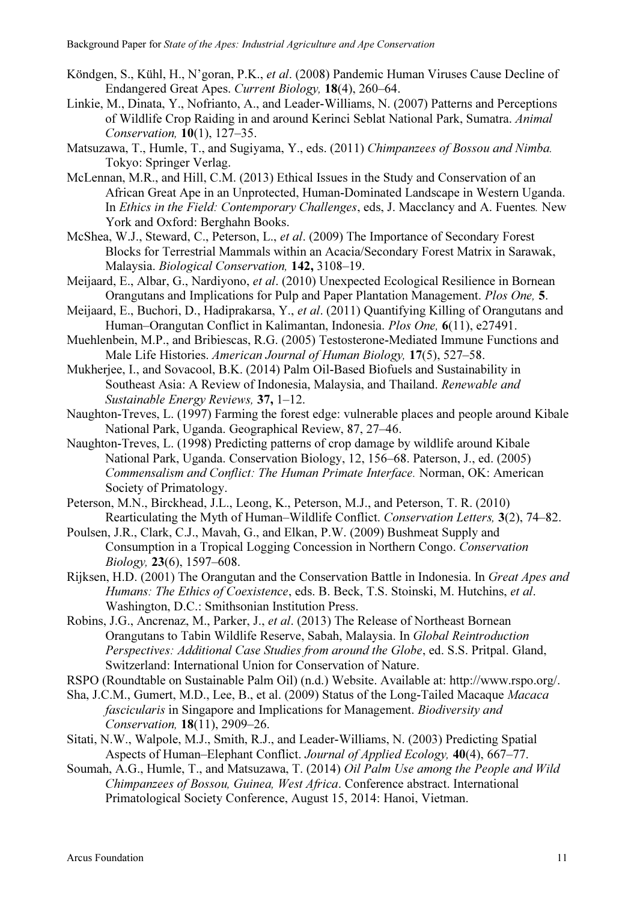Köndgen, S., Kühl, H., N'goran, P.K., *et al*. (2008) Pandemic Human Viruses Cause Decline of Endangered Great Apes. *Current Biology,* **18**(4), 260–64.

Linkie, M., Dinata, Y., Nofrianto, A., and Leader-Williams, N. (2007) Patterns and Perceptions of Wildlife Crop Raiding in and around Kerinci Seblat National Park, Sumatra. *Animal Conservation,* **10**(1), 127–35.

Matsuzawa, T., Humle, T., and Sugiyama, Y., eds. (2011) *Chimpanzees of Bossou and Nimba.* Tokyo: Springer Verlag.

McLennan, M.R., and Hill, C.M. (2013) Ethical Issues in the Study and Conservation of an African Great Ape in an Unprotected, Human-Dominated Landscape in Western Uganda. In *Ethics in the Field: Contemporary Challenges*, eds, J. Macclancy and A. Fuentes*.* New York and Oxford: Berghahn Books.

McShea, W.J., Steward, C., Peterson, L., *et al*. (2009) The Importance of Secondary Forest Blocks for Terrestrial Mammals within an Acacia/Secondary Forest Matrix in Sarawak, Malaysia. *Biological Conservation,* **142,** 3108–19.

Meijaard, E., Albar, G., Nardiyono, *et al*. (2010) Unexpected Ecological Resilience in Bornean Orangutans and Implications for Pulp and Paper Plantation Management. *Plos One,* **5**.

Meijaard, E., Buchori, D., Hadiprakarsa, Y., *et al*. (2011) Quantifying Killing of Orangutans and Human–Orangutan Conflict in Kalimantan, Indonesia. *Plos One,* **6**(11), e27491.

Muehlenbein, M.P., and Bribiescas, R.G. (2005) Testosterone-Mediated Immune Functions and Male Life Histories. *American Journal of Human Biology,* **17**(5), 527–58.

Mukherjee, I., and Sovacool, B.K. (2014) Palm Oil-Based Biofuels and Sustainability in Southeast Asia: A Review of Indonesia, Malaysia, and Thailand. *Renewable and Sustainable Energy Reviews,* **37,** 1–12.

Naughton-Treves, L. (1997) Farming the forest edge: vulnerable places and people around Kibale National Park, Uganda. Geographical Review, 87, 27–46.

Naughton-Treves, L. (1998) Predicting patterns of crop damage by wildlife around Kibale National Park, Uganda. Conservation Biology, 12, 156–68. Paterson, J., ed. (2005) *Commensalism and Conflict: The Human Primate Interface.* Norman, OK: American Society of Primatology.

Peterson, M.N., Birckhead, J.L., Leong, K., Peterson, M.J., and Peterson, T. R. (2010) Rearticulating the Myth of Human–Wildlife Conflict. *Conservation Letters,* **3**(2), 74–82.

Poulsen, J.R., Clark, C.J., Mavah, G., and Elkan, P.W. (2009) Bushmeat Supply and Consumption in a Tropical Logging Concession in Northern Congo. *Conservation Biology,* **23**(6), 1597–608.

Rijksen, H.D. (2001) The Orangutan and the Conservation Battle in Indonesia. In *Great Apes and Humans: The Ethics of Coexistence*, eds. B. Beck, T.S. Stoinski, M. Hutchins, *et al*. Washington, D.C.: Smithsonian Institution Press.

Robins, J.G., Ancrenaz, M., Parker, J., *et al*. (2013) The Release of Northeast Bornean Orangutans to Tabin Wildlife Reserve, Sabah, Malaysia. In *Global Reintroduction Perspectives: Additional Case Studies from around the Globe*, ed. S.S. Pritpal. Gland, Switzerland: International Union for Conservation of Nature.

RSPO (Roundtable on Sustainable Palm Oil) (n.d.) Website. Available at: http://www.rspo.org/.

Sha, J.C.M., Gumert, M.D., Lee, B., et al. (2009) Status of the Long-Tailed Macaque *Macaca fascicularis* in Singapore and Implications for Management. *Biodiversity and Conservation,* **18**(11), 2909–26.

Sitati, N.W., Walpole, M.J., Smith, R.J., and Leader-Williams, N. (2003) Predicting Spatial Aspects of Human–Elephant Conflict. *Journal of Applied Ecology,* **40**(4), 667–77.

Soumah, A.G., Humle, T., and Matsuzawa, T. (2014) *Oil Palm Use among the People and Wild Chimpanzees of Bossou, Guinea, West Africa*. Conference abstract. International Primatological Society Conference, August 15, 2014: Hanoi, Vietman.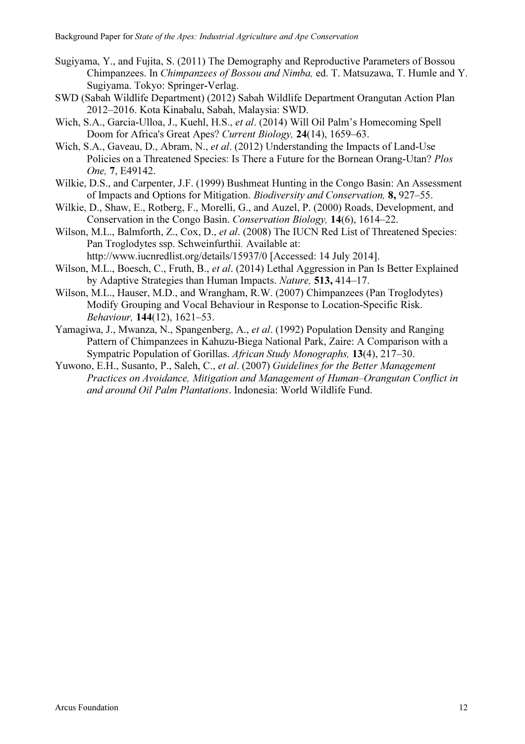Sugiyama, Y., and Fujita, S. (2011) The Demography and Reproductive Parameters of Bossou Chimpanzees. In *Chimpanzees of Bossou and Nimba,* ed. T. Matsuzawa, T. Humle and Y. Sugiyama. Tokyo: Springer-Verlag.

SWD (Sabah Wildlife Department) (2012) Sabah Wildlife Department Orangutan Action Plan 2012–2016. Kota Kinabalu, Sabah, Malaysia: SWD.

Wich, S.A., Garcia-Ulloa, J., Kuehl, H.S., *et al*. (2014) Will Oil Palm's Homecoming Spell Doom for Africa's Great Apes? *Current Biology,* **24**(14), 1659–63.

Wich, S.A., Gaveau, D., Abram, N., *et al*. (2012) Understanding the Impacts of Land-Use Policies on a Threatened Species: Is There a Future for the Bornean Orang-Utan? *Plos One,* **7**, E49142.

Wilkie, D.S., and Carpenter, J.F. (1999) Bushmeat Hunting in the Congo Basin: An Assessment of Impacts and Options for Mitigation. *Biodiversity and Conservation,* **8,** 927–55.

Wilkie, D., Shaw, E., Rotberg, F., Morelli, G., and Auzel, P. (2000) Roads, Development, and Conservation in the Congo Basin. *Conservation Biology,* **14**(6), 1614–22.

Wilson, M.L., Balmforth, Z., Cox, D., *et al*. (2008) The IUCN Red List of Threatened Species: Pan Troglodytes ssp. Schweinfurthii*.* Available at: http://www.iucnredlist.org/details/15937/0 [Accessed: 14 July 2014].

Wilson, M.L., Boesch, C., Fruth, B., *et al*. (2014) Lethal Aggression in Pan Is Better Explained by Adaptive Strategies than Human Impacts. *Nature,* **513,** 414–17.

Wilson, M.L., Hauser, M.D., and Wrangham, R.W. (2007) Chimpanzees (Pan Troglodytes) Modify Grouping and Vocal Behaviour in Response to Location-Specific Risk. *Behaviour,* **144**(12), 1621–53.

Yamagiwa, J., Mwanza, N., Spangenberg, A., *et al*. (1992) Population Density and Ranging Pattern of Chimpanzees in Kahuzu-Biega National Park, Zaire: A Comparison with a Sympatric Population of Gorillas. *African Study Monographs,* **13**(4), 217–30.

Yuwono, E.H., Susanto, P., Saleh, C., *et al*. (2007) *Guidelines for the Better Management Practices on Avoidance, Mitigation and Management of Human–Orangutan Conflict in and around Oil Palm Plantations*. Indonesia: World Wildlife Fund.